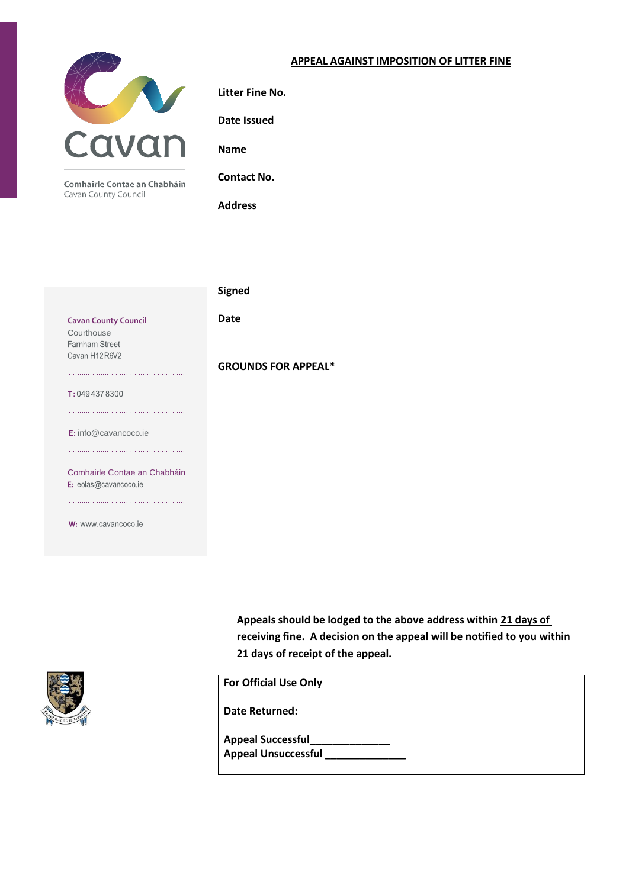Comhairle Contae an Chabháin
Cavan County Council

## APPEAL AGAINST IMPOSITION OF LITTER FINE

**Litter Fine No.**

**Date Issued**

**Name**

**Contact No.**

**Address**

**Signed**

**Date**

**GROUNDS FOR APPEAL***

Cavan County Council
Courthouse
Farnham Street
Cavan H12 R6V2

T: 049 437 8300

E: info@cavancoco.ie

Comhairle Contae an Chabháin
E: eolas@cavancoco.ie

W: www.cavancoco.ie

**Appeals should be lodged to the above address within 21 days of receiving fine. A decision on the appeal will be notified to you within 21 days of receipt of the appeal.**

| **For Official Use Only** |
|---|
| **Date Returned:** |
| **Appeal Successful**______________ |
| **Appeal Unsuccessful** ______________ |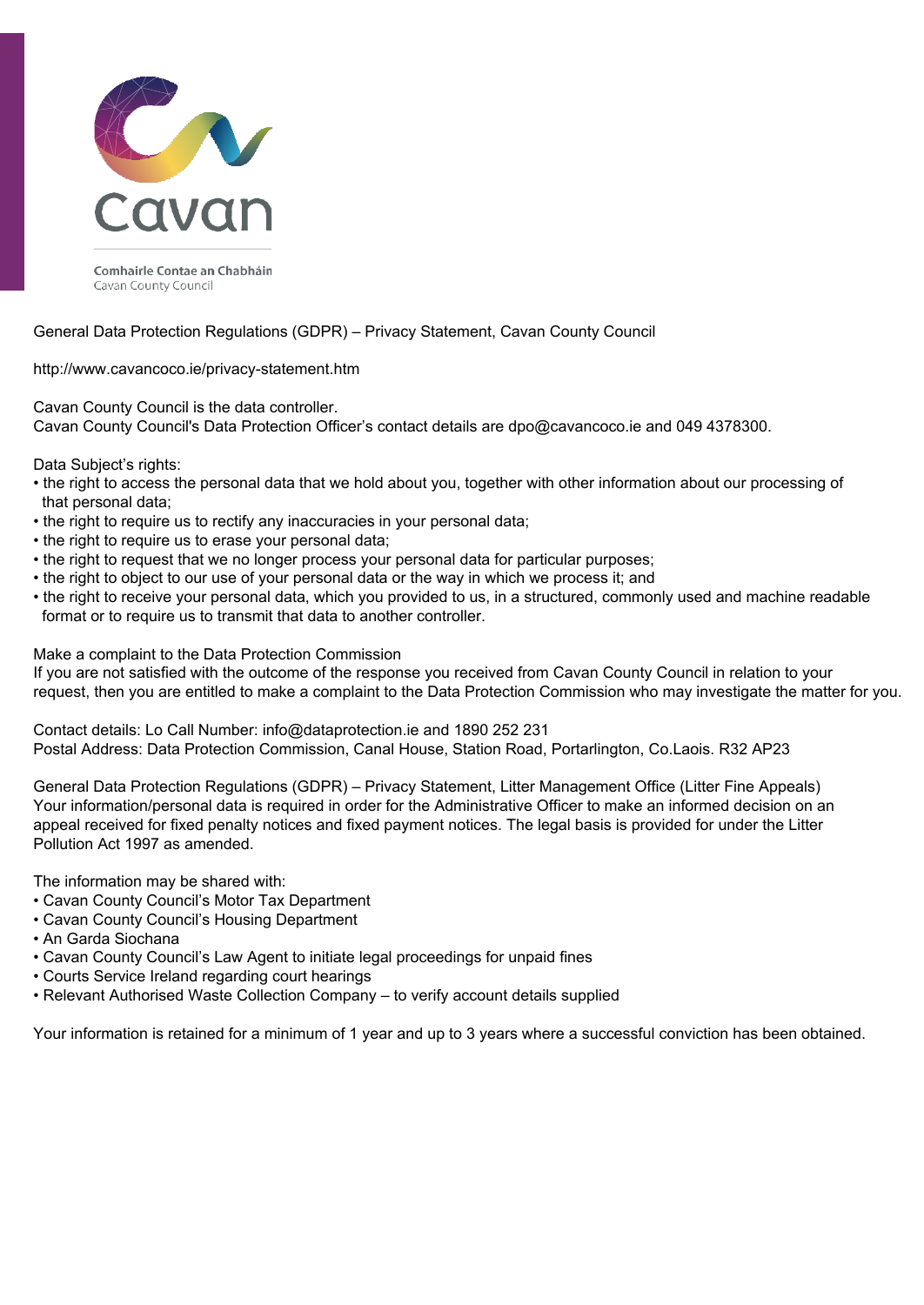Comhairle Contae an Chabháin
Cavan County Council

General Data Protection Regulations (GDPR) – Privacy Statement, Cavan County Council

http://www.cavancoco.ie/privacy-statement.htm

Cavan County Council is the data controller.
Cavan County Council's Data Protection Officer's contact details are dpo@cavancoco.ie and 049 4378300.

Data Subject's rights:

- the right to access the personal data that we hold about you, together with other information about our processing of that personal data;
- the right to require us to rectify any inaccuracies in your personal data;
- the right to require us to erase your personal data;
- the right to request that we no longer process your personal data for particular purposes;
- the right to object to our use of your personal data or the way in which we process it; and
- the right to receive your personal data, which you provided to us, in a structured, commonly used and machine readable format or to require us to transmit that data to another controller.

Make a complaint to the Data Protection Commission
If you are not satisfied with the outcome of the response you received from Cavan County Council in relation to your request, then you are entitled to make a complaint to the Data Protection Commission who may investigate the matter for you.

Contact details: Lo Call Number: info@dataprotection.ie and 1890 252 231
Postal Address: Data Protection Commission, Canal House, Station Road, Portarlington, Co.Laois. R32 AP23

General Data Protection Regulations (GDPR) – Privacy Statement, Litter Management Office (Litter Fine Appeals)
Your information/personal data is required in order for the Administrative Officer to make an informed decision on an appeal received for fixed penalty notices and fixed payment notices. The legal basis is provided for under the Litter Pollution Act 1997 as amended.

The information may be shared with:

- Cavan County Council's Motor Tax Department
- Cavan County Council's Housing Department
- An Garda Siochana
- Cavan County Council's Law Agent to initiate legal proceedings for unpaid fines
- Courts Service Ireland regarding court hearings
- Relevant Authorised Waste Collection Company – to verify account details supplied

Your information is retained for a minimum of 1 year and up to 3 years where a successful conviction has been obtained.